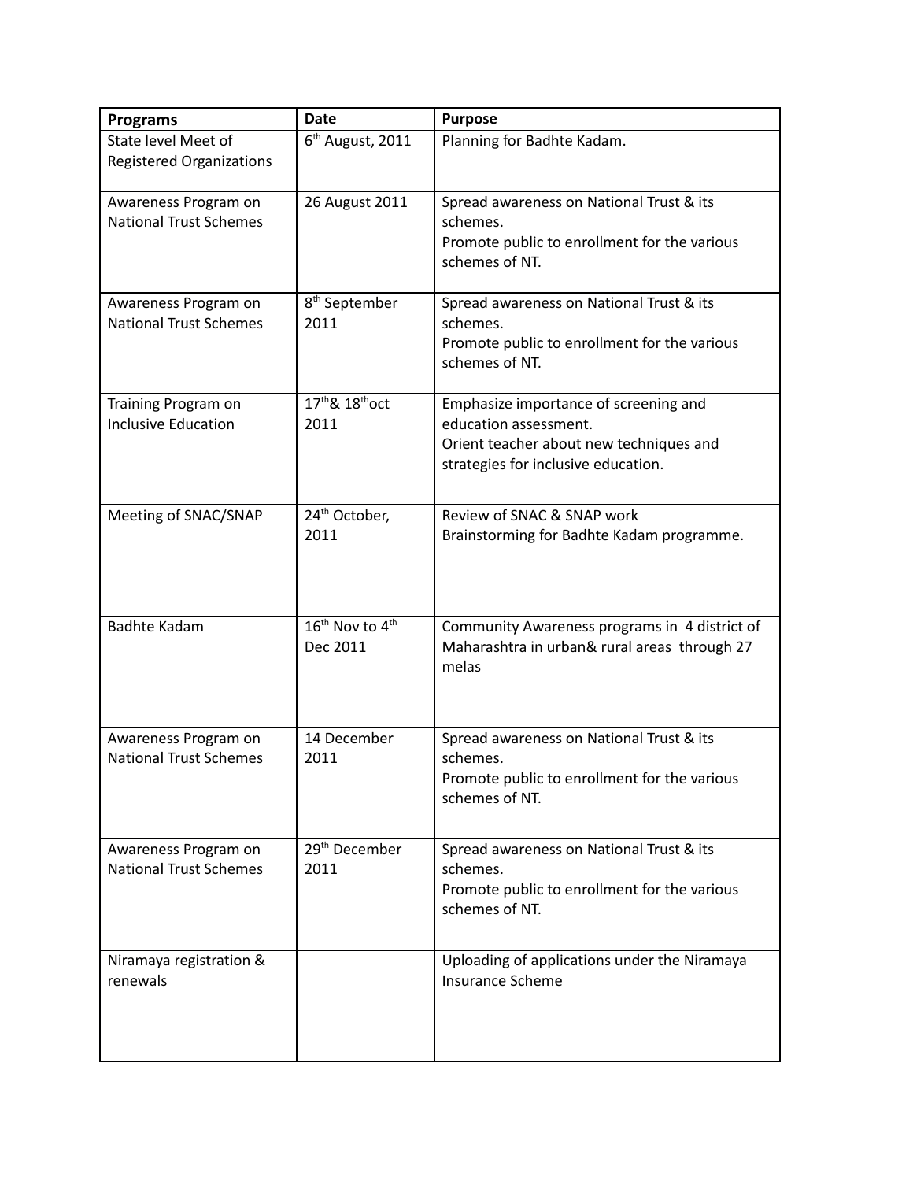| Programs | Date | Purpose |
| --- | --- | --- |
| State level Meet of Registered Organizations | 6th August, 2011 | Planning for Badhte Kadam. |
| Awareness Program on National Trust Schemes | 26 August 2011 | Spread awareness on National Trust & its schemes.<br>Promote public to enrollment for the various schemes of NT. |
| Awareness Program on National Trust Schemes | 8th September 2011 | Spread awareness on National Trust & its schemes.<br>Promote public to enrollment for the various schemes of NT. |
| Training Program on Inclusive Education | 17th& 18thoct 2011 | Emphasize importance of screening and education assessment.<br>Orient teacher about new techniques and strategies for inclusive education. |
| Meeting of SNAC/SNAP | 24th October, 2011 | Review of SNAC & SNAP work<br>Brainstorming for Badhte Kadam programme. |
| Badhte Kadam | 16th Nov to 4th Dec 2011 | Community Awareness programs in 4 district of Maharashtra in urban& rural areas through 27 melas |
| Awareness Program on National Trust Schemes | 14 December 2011 | Spread awareness on National Trust & its schemes.<br>Promote public to enrollment for the various schemes of NT. |
| Awareness Program on National Trust Schemes | 29th December 2011 | Spread awareness on National Trust & its schemes.<br>Promote public to enrollment for the various schemes of NT. |
| Niramaya registration & renewals | | Uploading of applications under the Niramaya Insurance Scheme |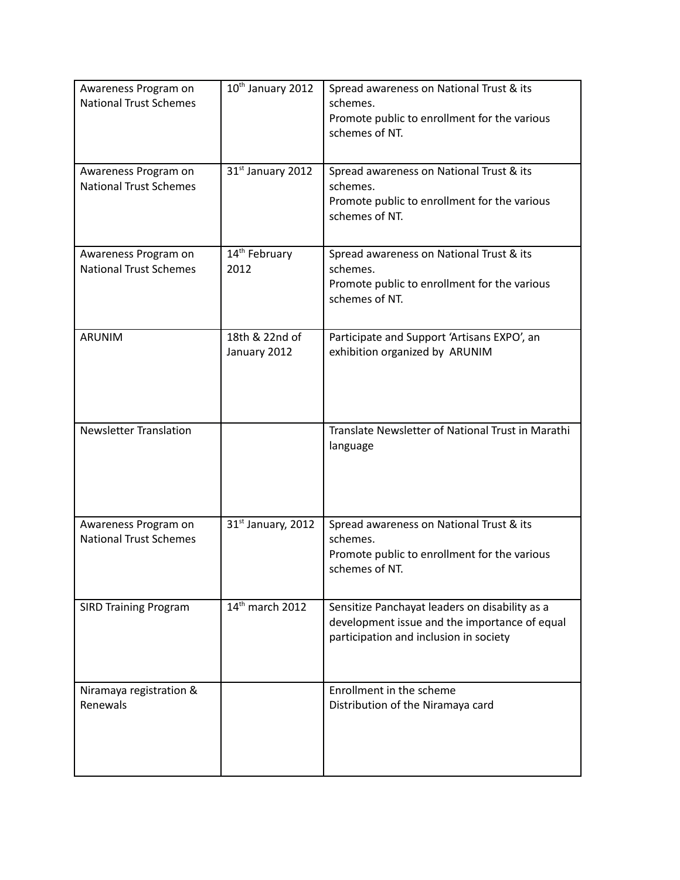| Awareness Program on National Trust Schemes | 10th January 2012 | Spread awareness on National Trust & its schemes.<br>Promote public to enrollment for the various schemes of NT. |
|---|---|---|
| Awareness Program on National Trust Schemes | 31st January 2012 | Spread awareness on National Trust & its schemes.<br>Promote public to enrollment for the various schemes of NT. |
| Awareness Program on National Trust Schemes | 14th February 2012 | Spread awareness on National Trust & its schemes.<br>Promote public to enrollment for the various schemes of NT. |
| ARUNIM | 18th & 22nd of January 2012 | Participate and Support 'Artisans EXPO', an exhibition organized by ARUNIM |
| Newsletter Translation | | Translate Newsletter of National Trust in Marathi language |
| Awareness Program on National Trust Schemes | 31st January, 2012 | Spread awareness on National Trust & its schemes.<br>Promote public to enrollment for the various schemes of NT. |
| SIRD Training Program | 14th march 2012 | Sensitize Panchayat leaders on disability as a development issue and the importance of equal participation and inclusion in society |
| Niramaya registration & Renewals | | Enrollment in the scheme<br>Distribution of the Niramaya card |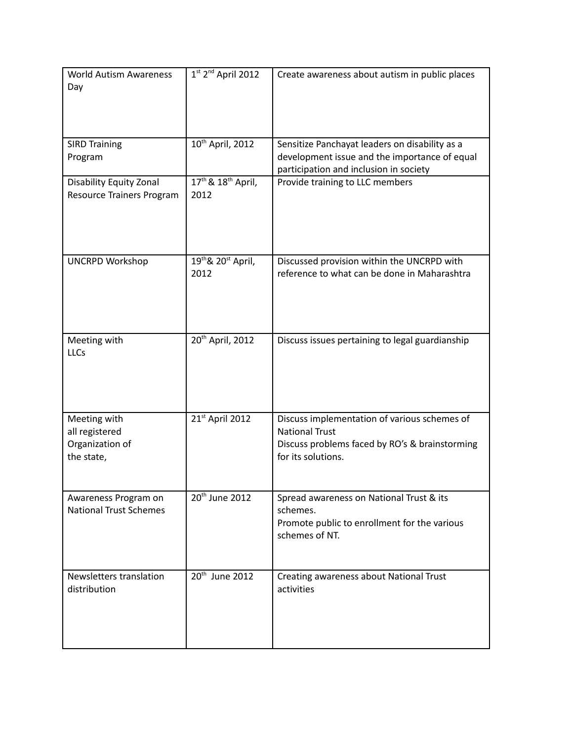| World Autism Awareness Day | 1st 2nd April 2012 | Create awareness about autism in public places |
|---|---|---|
| SIRD Training Program | 10th April, 2012 | Sensitize Panchayat leaders on disability as a development issue and the importance of equal participation and inclusion in society |
| Disability Equity Zonal Resource Trainers Program | 17th & 18th April, 2012 | Provide training to LLC members |
| UNCRPD Workshop | 19th& 20st April, 2012 | Discussed provision within the UNCRPD with reference to what can be done in Maharashtra |
| Meeting with LLCs | 20th April, 2012 | Discuss issues pertaining to legal guardianship |
| Meeting with all registered Organization of the state, | 21st April 2012 | Discuss implementation of various schemes of National Trust<br>Discuss problems faced by RO's & brainstorming for its solutions. |
| Awareness Program on National Trust Schemes | 20th June 2012 | Spread awareness on National Trust & its schemes.<br>Promote public to enrollment for the various schemes of NT. |
| Newsletters translation distribution | 20th June 2012 | Creating awareness about National Trust activities |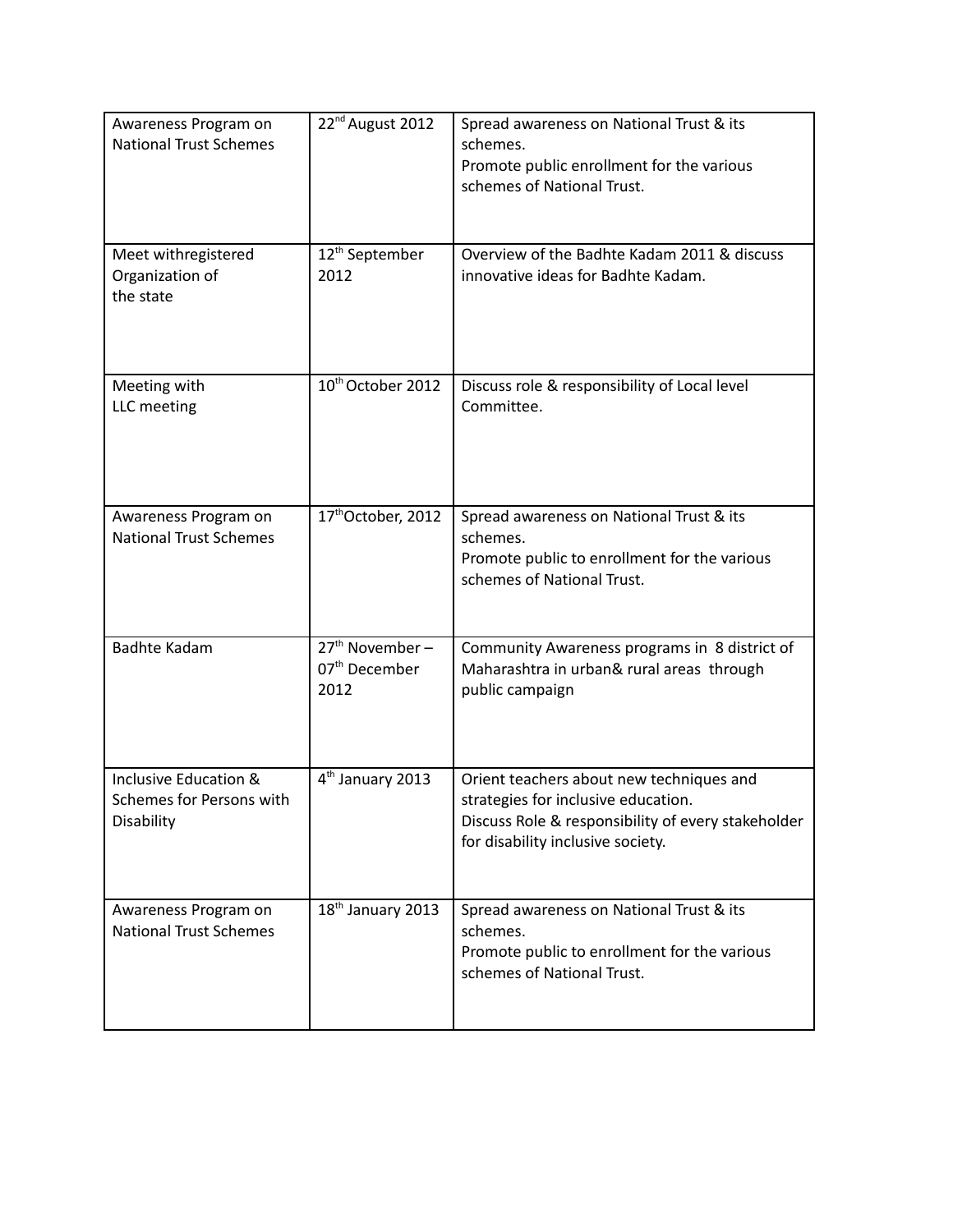| Awareness Program on National Trust Schemes | 22nd August 2012 | Spread awareness on National Trust & its schemes.<br>Promote public enrollment for the various schemes of National Trust. |
|---|---|---|
| Meet withregistered Organization of the state | 12th September 2012 | Overview of the Badhte Kadam 2011 & discuss innovative ideas for Badhte Kadam. |
| Meeting with LLC meeting | 10th October 2012 | Discuss role & responsibility of Local level Committee. |
| Awareness Program on National Trust Schemes | 17thOctober, 2012 | Spread awareness on National Trust & its schemes.<br>Promote public to enrollment for the various schemes of National Trust. |
| Badhte Kadam | 27th November – 07th December 2012 | Community Awareness programs in 8 district of Maharashtra in urban& rural areas through public campaign |
| Inclusive Education & Schemes for Persons with Disability | 4th January 2013 | Orient teachers about new techniques and strategies for inclusive education.<br>Discuss Role & responsibility of every stakeholder for disability inclusive society. |
| Awareness Program on National Trust Schemes | 18th January 2013 | Spread awareness on National Trust & its schemes.<br>Promote public to enrollment for the various schemes of National Trust. |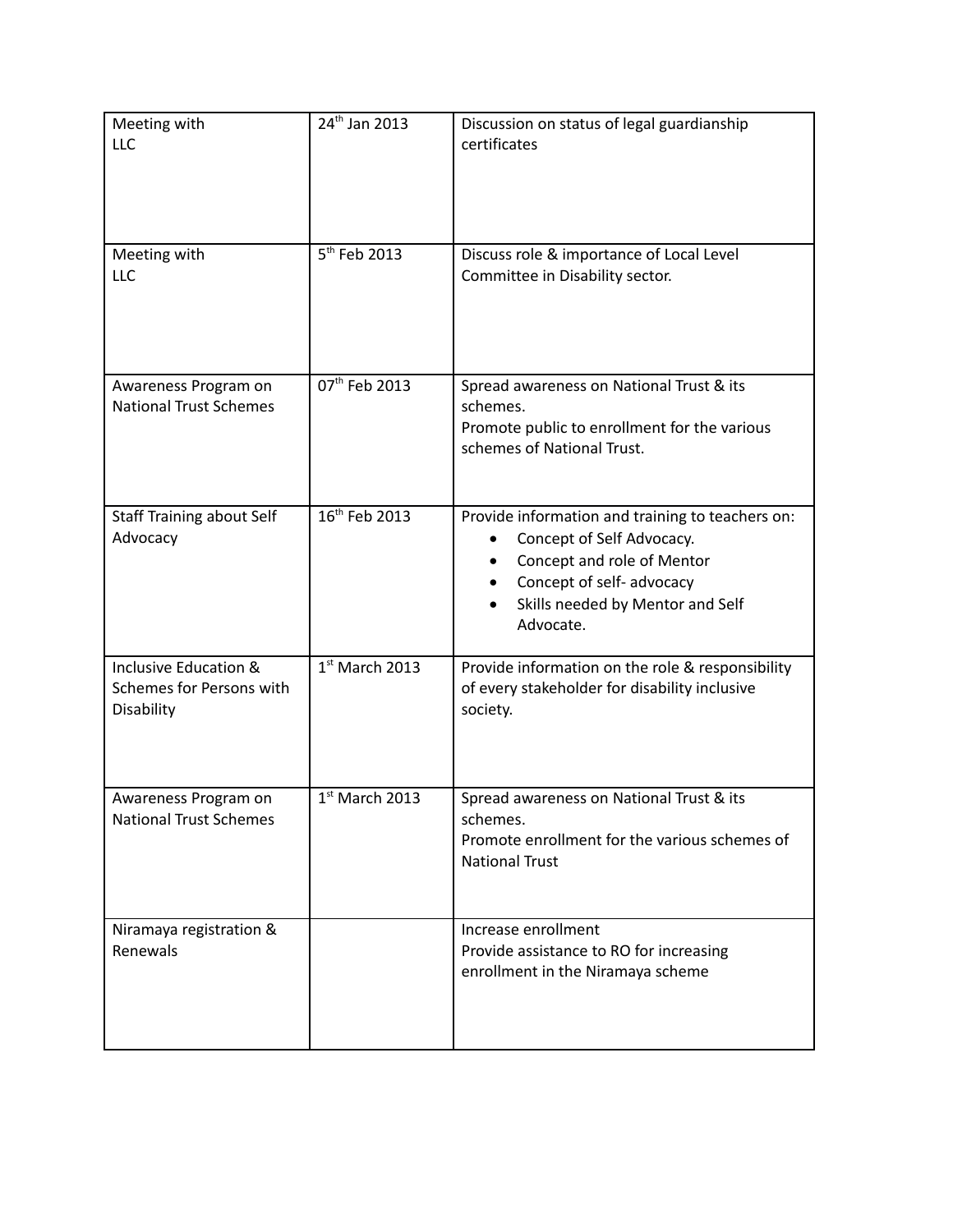| Meeting with LLC | 24th Jan 2013 | Discussion on status of legal guardianship certificates |
|---|---|---|
| Meeting with LLC | 5th Feb 2013 | Discuss role & importance of Local Level Committee in Disability sector. |
| Awareness Program on National Trust Schemes | 07th Feb 2013 | Spread awareness on National Trust & its schemes.<br>Promote public to enrollment for the various schemes of National Trust. |
| Staff Training about Self Advocacy | 16th Feb 2013 | Provide information and training to teachers on:<br>• Concept of Self Advocacy.<br>• Concept and role of Mentor<br>• Concept of self- advocacy<br>• Skills needed by Mentor and Self Advocate. |
| Inclusive Education & Schemes for Persons with Disability | 1st March 2013 | Provide information on the role & responsibility of every stakeholder for disability inclusive society. |
| Awareness Program on National Trust Schemes | 1st March 2013 | Spread awareness on National Trust & its schemes.<br>Promote enrollment for the various schemes of National Trust |
| Niramaya registration & Renewals | | Increase enrollment<br>Provide assistance to RO for increasing enrollment in the Niramaya scheme |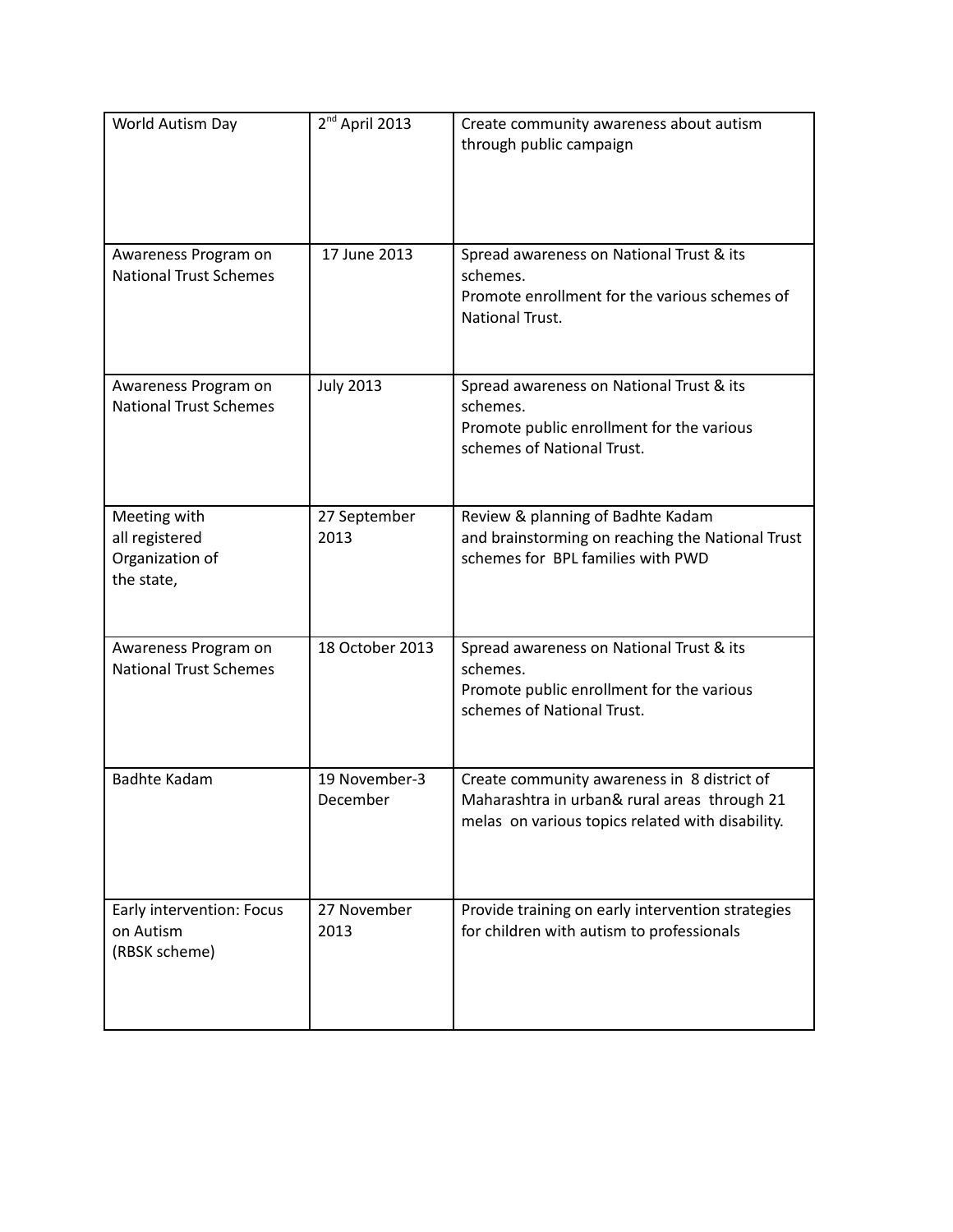| World Autism Day | 2nd April 2013 | Create community awareness about autism through public campaign |
|---|---|---|
| Awareness Program on National Trust Schemes | 17 June 2013 | Spread awareness on National Trust & its schemes.<br>Promote enrollment for the various schemes of National Trust. |
| Awareness Program on National Trust Schemes | July 2013 | Spread awareness on National Trust & its schemes.<br>Promote public enrollment for the various schemes of National Trust. |
| Meeting with all registered Organization of the state, | 27 September 2013 | Review & planning of Badhte Kadam and brainstorming on reaching the National Trust schemes for BPL families with PWD |
| Awareness Program on National Trust Schemes | 18 October 2013 | Spread awareness on National Trust & its schemes.<br>Promote public enrollment for the various schemes of National Trust. |
| Badhte Kadam | 19 November-3 December | Create community awareness in 8 district of Maharashtra in urban& rural areas through 21 melas on various topics related with disability. |
| Early intervention: Focus on Autism (RBSK scheme) | 27 November 2013 | Provide training on early intervention strategies for children with autism to professionals |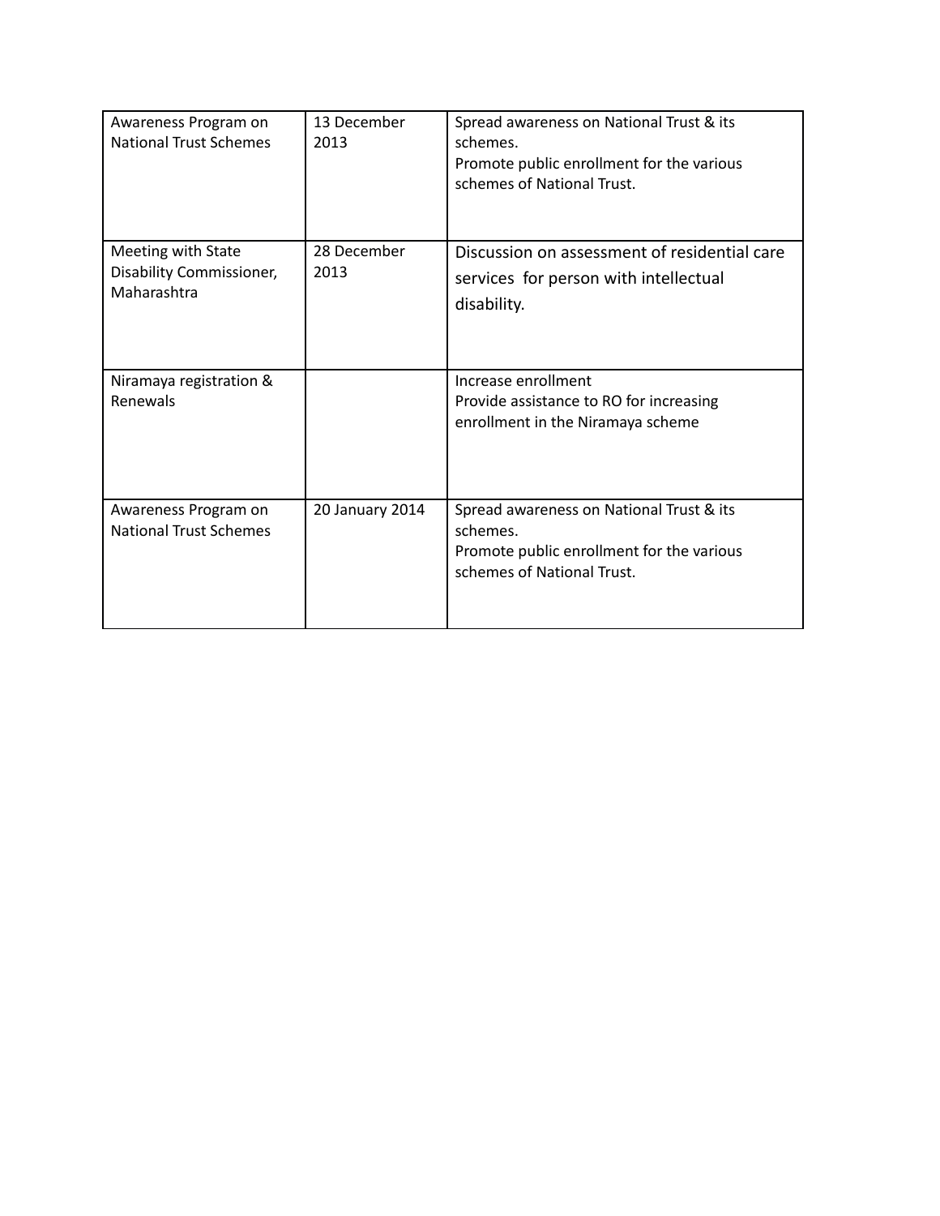| | | |
|---|---|---|
| Awareness Program on National Trust Schemes | 13 December 2013 | Spread awareness on National Trust & its schemes.<br>Promote public enrollment for the various schemes of National Trust. |
| Meeting with State Disability Commissioner, Maharashtra | 28 December 2013 | Discussion on assessment of residential care services for person with intellectual disability. |
| Niramaya registration & Renewals | | Increase enrollment<br>Provide assistance to RO for increasing enrollment in the Niramaya scheme |
| Awareness Program on National Trust Schemes | 20 January 2014 | Spread awareness on National Trust & its schemes.<br>Promote public enrollment for the various schemes of National Trust. |